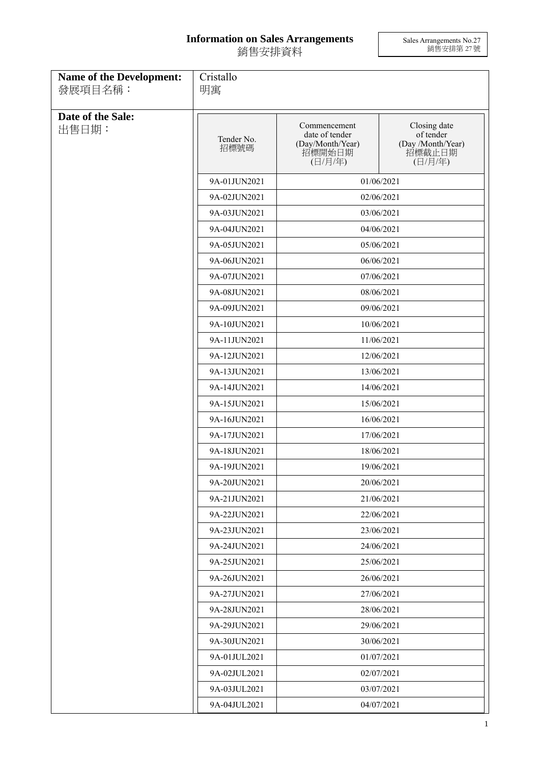# Information on Sales Arrangements
# 銷售安排資料

Sales Arrangements No.27
銷售安排第 27 號

**Name of the Development:**
發展項目名稱：

Cristallo
明寓

**Date of the Sale:**
出售日期：

| Tender No. 招標號碼 | Commencement date of tender (Day/Month/Year) 招標開始日期 (日/月/年) | Closing date of tender (Day /Month/Year) 招標截止日期 (日/月/年) |
|---|---|---|
| 9A-01JUN2021 | 01/06/2021 | |
| 9A-02JUN2021 | 02/06/2021 | |
| 9A-03JUN2021 | 03/06/2021 | |
| 9A-04JUN2021 | 04/06/2021 | |
| 9A-05JUN2021 | 05/06/2021 | |
| 9A-06JUN2021 | 06/06/2021 | |
| 9A-07JUN2021 | 07/06/2021 | |
| 9A-08JUN2021 | 08/06/2021 | |
| 9A-09JUN2021 | 09/06/2021 | |
| 9A-10JUN2021 | 10/06/2021 | |
| 9A-11JUN2021 | 11/06/2021 | |
| 9A-12JUN2021 | 12/06/2021 | |
| 9A-13JUN2021 | 13/06/2021 | |
| 9A-14JUN2021 | 14/06/2021 | |
| 9A-15JUN2021 | 15/06/2021 | |
| 9A-16JUN2021 | 16/06/2021 | |
| 9A-17JUN2021 | 17/06/2021 | |
| 9A-18JUN2021 | 18/06/2021 | |
| 9A-19JUN2021 | 19/06/2021 | |
| 9A-20JUN2021 | 20/06/2021 | |
| 9A-21JUN2021 | 21/06/2021 | |
| 9A-22JUN2021 | 22/06/2021 | |
| 9A-23JUN2021 | 23/06/2021 | |
| 9A-24JUN2021 | 24/06/2021 | |
| 9A-25JUN2021 | 25/06/2021 | |
| 9A-26JUN2021 | 26/06/2021 | |
| 9A-27JUN2021 | 27/06/2021 | |
| 9A-28JUN2021 | 28/06/2021 | |
| 9A-29JUN2021 | 29/06/2021 | |
| 9A-30JUN2021 | 30/06/2021 | |
| 9A-01JUL2021 | 01/07/2021 | |
| 9A-02JUL2021 | 02/07/2021 | |
| 9A-03JUL2021 | 03/07/2021 | |
| 9A-04JUL2021 | 04/07/2021 | |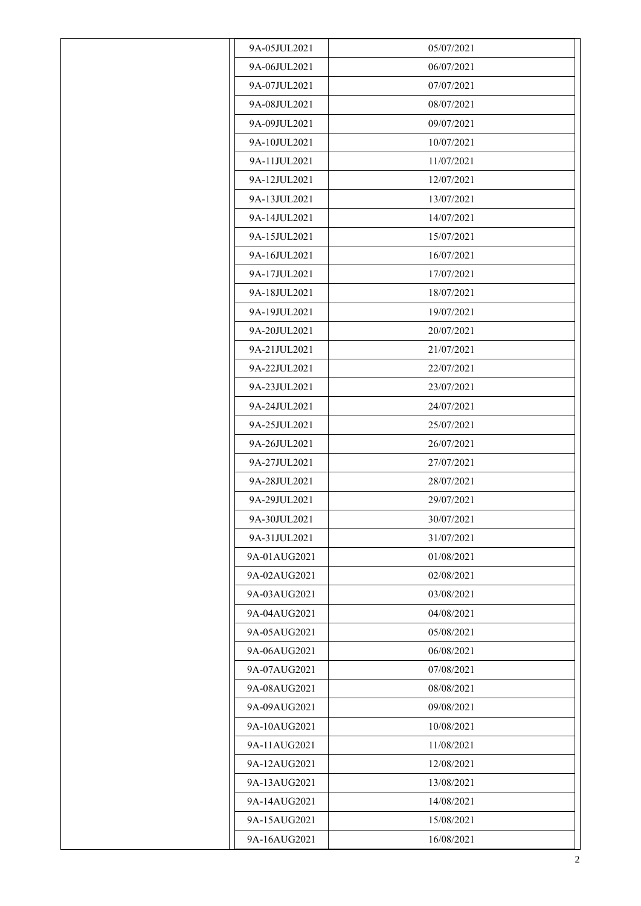| | | |
|---|---|---|
| | 9A-05JUL2021 | 05/07/2021 |
| | 9A-06JUL2021 | 06/07/2021 |
| | 9A-07JUL2021 | 07/07/2021 |
| | 9A-08JUL2021 | 08/07/2021 |
| | 9A-09JUL2021 | 09/07/2021 |
| | 9A-10JUL2021 | 10/07/2021 |
| | 9A-11JUL2021 | 11/07/2021 |
| | 9A-12JUL2021 | 12/07/2021 |
| | 9A-13JUL2021 | 13/07/2021 |
| | 9A-14JUL2021 | 14/07/2021 |
| | 9A-15JUL2021 | 15/07/2021 |
| | 9A-16JUL2021 | 16/07/2021 |
| | 9A-17JUL2021 | 17/07/2021 |
| | 9A-18JUL2021 | 18/07/2021 |
| | 9A-19JUL2021 | 19/07/2021 |
| | 9A-20JUL2021 | 20/07/2021 |
| | 9A-21JUL2021 | 21/07/2021 |
| | 9A-22JUL2021 | 22/07/2021 |
| | 9A-23JUL2021 | 23/07/2021 |
| | 9A-24JUL2021 | 24/07/2021 |
| | 9A-25JUL2021 | 25/07/2021 |
| | 9A-26JUL2021 | 26/07/2021 |
| | 9A-27JUL2021 | 27/07/2021 |
| | 9A-28JUL2021 | 28/07/2021 |
| | 9A-29JUL2021 | 29/07/2021 |
| | 9A-30JUL2021 | 30/07/2021 |
| | 9A-31JUL2021 | 31/07/2021 |
| | 9A-01AUG2021 | 01/08/2021 |
| | 9A-02AUG2021 | 02/08/2021 |
| | 9A-03AUG2021 | 03/08/2021 |
| | 9A-04AUG2021 | 04/08/2021 |
| | 9A-05AUG2021 | 05/08/2021 |
| | 9A-06AUG2021 | 06/08/2021 |
| | 9A-07AUG2021 | 07/08/2021 |
| | 9A-08AUG2021 | 08/08/2021 |
| | 9A-09AUG2021 | 09/08/2021 |
| | 9A-10AUG2021 | 10/08/2021 |
| | 9A-11AUG2021 | 11/08/2021 |
| | 9A-12AUG2021 | 12/08/2021 |
| | 9A-13AUG2021 | 13/08/2021 |
| | 9A-14AUG2021 | 14/08/2021 |
| | 9A-15AUG2021 | 15/08/2021 |
| | 9A-16AUG2021 | 16/08/2021 |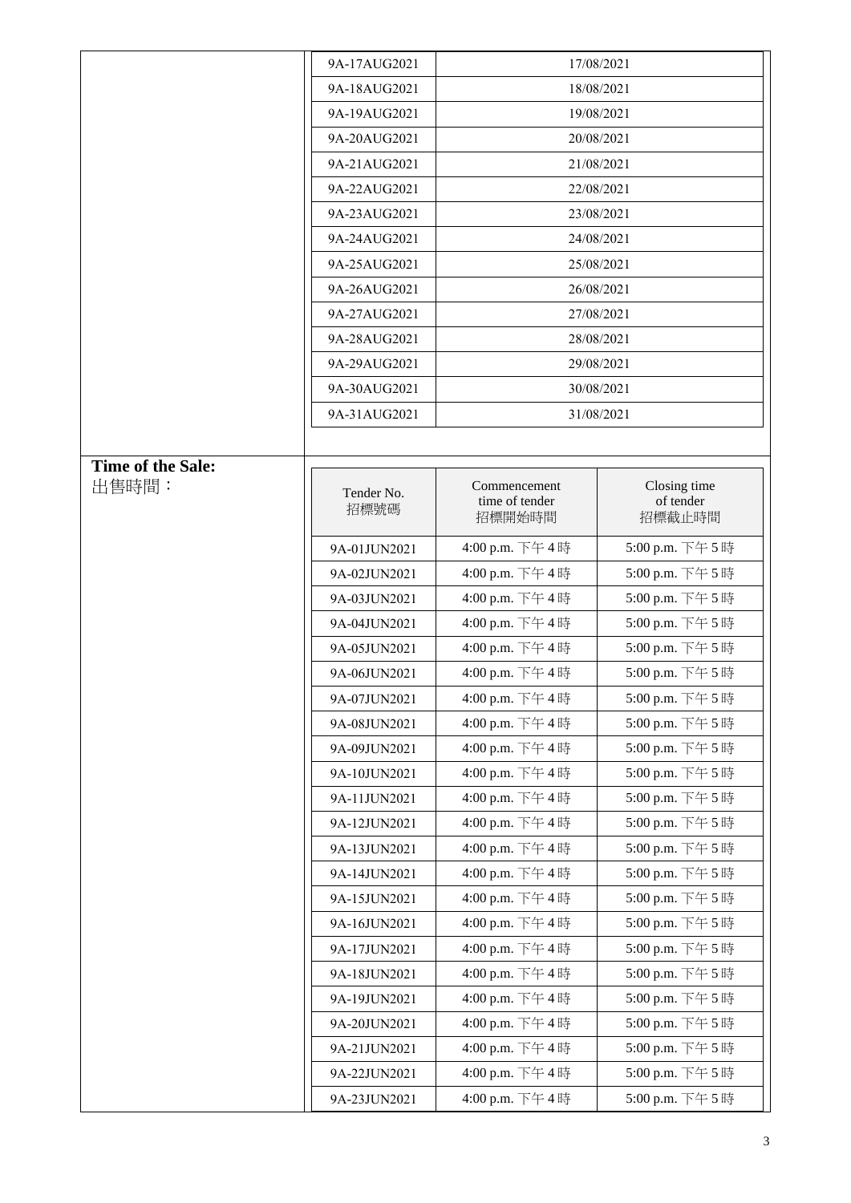| | |
|---|---|
| 9A-17AUG2021 | 17/08/2021 |
| 9A-18AUG2021 | 18/08/2021 |
| 9A-19AUG2021 | 19/08/2021 |
| 9A-20AUG2021 | 20/08/2021 |
| 9A-21AUG2021 | 21/08/2021 |
| 9A-22AUG2021 | 22/08/2021 |
| 9A-23AUG2021 | 23/08/2021 |
| 9A-24AUG2021 | 24/08/2021 |
| 9A-25AUG2021 | 25/08/2021 |
| 9A-26AUG2021 | 26/08/2021 |
| 9A-27AUG2021 | 27/08/2021 |
| 9A-28AUG2021 | 28/08/2021 |
| 9A-29AUG2021 | 29/08/2021 |
| 9A-30AUG2021 | 30/08/2021 |
| 9A-31AUG2021 | 31/08/2021 |

**Time of the Sale:**
出售時間：

| Tender No. 招標號碼 | Commencement time of tender 招標開始時間 | Closing time of tender 招標截止時間 |
|---|---|---|
| 9A-01JUN2021 | 4:00 p.m. 下午 4 時 | 5:00 p.m. 下午 5 時 |
| 9A-02JUN2021 | 4:00 p.m. 下午 4 時 | 5:00 p.m. 下午 5 時 |
| 9A-03JUN2021 | 4:00 p.m. 下午 4 時 | 5:00 p.m. 下午 5 時 |
| 9A-04JUN2021 | 4:00 p.m. 下午 4 時 | 5:00 p.m. 下午 5 時 |
| 9A-05JUN2021 | 4:00 p.m. 下午 4 時 | 5:00 p.m. 下午 5 時 |
| 9A-06JUN2021 | 4:00 p.m. 下午 4 時 | 5:00 p.m. 下午 5 時 |
| 9A-07JUN2021 | 4:00 p.m. 下午 4 時 | 5:00 p.m. 下午 5 時 |
| 9A-08JUN2021 | 4:00 p.m. 下午 4 時 | 5:00 p.m. 下午 5 時 |
| 9A-09JUN2021 | 4:00 p.m. 下午 4 時 | 5:00 p.m. 下午 5 時 |
| 9A-10JUN2021 | 4:00 p.m. 下午 4 時 | 5:00 p.m. 下午 5 時 |
| 9A-11JUN2021 | 4:00 p.m. 下午 4 時 | 5:00 p.m. 下午 5 時 |
| 9A-12JUN2021 | 4:00 p.m. 下午 4 時 | 5:00 p.m. 下午 5 時 |
| 9A-13JUN2021 | 4:00 p.m. 下午 4 時 | 5:00 p.m. 下午 5 時 |
| 9A-14JUN2021 | 4:00 p.m. 下午 4 時 | 5:00 p.m. 下午 5 時 |
| 9A-15JUN2021 | 4:00 p.m. 下午 4 時 | 5:00 p.m. 下午 5 時 |
| 9A-16JUN2021 | 4:00 p.m. 下午 4 時 | 5:00 p.m. 下午 5 時 |
| 9A-17JUN2021 | 4:00 p.m. 下午 4 時 | 5:00 p.m. 下午 5 時 |
| 9A-18JUN2021 | 4:00 p.m. 下午 4 時 | 5:00 p.m. 下午 5 時 |
| 9A-19JUN2021 | 4:00 p.m. 下午 4 時 | 5:00 p.m. 下午 5 時 |
| 9A-20JUN2021 | 4:00 p.m. 下午 4 時 | 5:00 p.m. 下午 5 時 |
| 9A-21JUN2021 | 4:00 p.m. 下午 4 時 | 5:00 p.m. 下午 5 時 |
| 9A-22JUN2021 | 4:00 p.m. 下午 4 時 | 5:00 p.m. 下午 5 時 |
| 9A-23JUN2021 | 4:00 p.m. 下午 4 時 | 5:00 p.m. 下午 5 時 |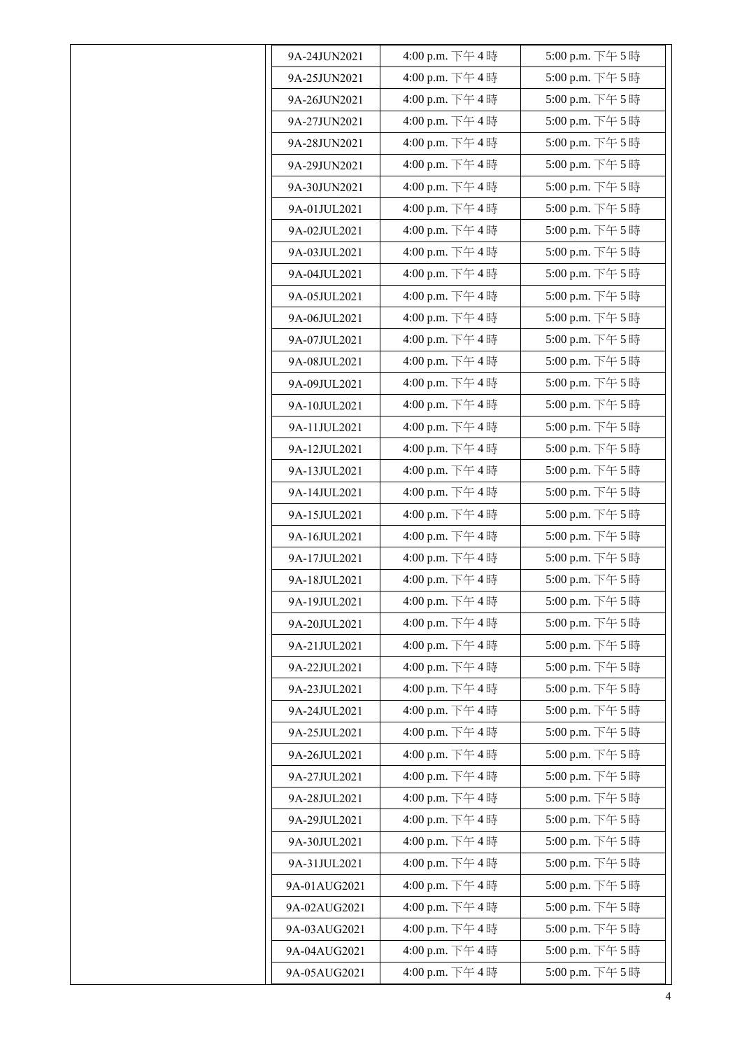| | 9A-24JUN2021 | 4:00 p.m. 下午 4 時 | 5:00 p.m. 下午 5 時 |
|---|---|---|---|
| | 9A-25JUN2021 | 4:00 p.m. 下午 4 時 | 5:00 p.m. 下午 5 時 |
| | 9A-26JUN2021 | 4:00 p.m. 下午 4 時 | 5:00 p.m. 下午 5 時 |
| | 9A-27JUN2021 | 4:00 p.m. 下午 4 時 | 5:00 p.m. 下午 5 時 |
| | 9A-28JUN2021 | 4:00 p.m. 下午 4 時 | 5:00 p.m. 下午 5 時 |
| | 9A-29JUN2021 | 4:00 p.m. 下午 4 時 | 5:00 p.m. 下午 5 時 |
| | 9A-30JUN2021 | 4:00 p.m. 下午 4 時 | 5:00 p.m. 下午 5 時 |
| | 9A-01JUL2021 | 4:00 p.m. 下午 4 時 | 5:00 p.m. 下午 5 時 |
| | 9A-02JUL2021 | 4:00 p.m. 下午 4 時 | 5:00 p.m. 下午 5 時 |
| | 9A-03JUL2021 | 4:00 p.m. 下午 4 時 | 5:00 p.m. 下午 5 時 |
| | 9A-04JUL2021 | 4:00 p.m. 下午 4 時 | 5:00 p.m. 下午 5 時 |
| | 9A-05JUL2021 | 4:00 p.m. 下午 4 時 | 5:00 p.m. 下午 5 時 |
| | 9A-06JUL2021 | 4:00 p.m. 下午 4 時 | 5:00 p.m. 下午 5 時 |
| | 9A-07JUL2021 | 4:00 p.m. 下午 4 時 | 5:00 p.m. 下午 5 時 |
| | 9A-08JUL2021 | 4:00 p.m. 下午 4 時 | 5:00 p.m. 下午 5 時 |
| | 9A-09JUL2021 | 4:00 p.m. 下午 4 時 | 5:00 p.m. 下午 5 時 |
| | 9A-10JUL2021 | 4:00 p.m. 下午 4 時 | 5:00 p.m. 下午 5 時 |
| | 9A-11JUL2021 | 4:00 p.m. 下午 4 時 | 5:00 p.m. 下午 5 時 |
| | 9A-12JUL2021 | 4:00 p.m. 下午 4 時 | 5:00 p.m. 下午 5 時 |
| | 9A-13JUL2021 | 4:00 p.m. 下午 4 時 | 5:00 p.m. 下午 5 時 |
| | 9A-14JUL2021 | 4:00 p.m. 下午 4 時 | 5:00 p.m. 下午 5 時 |
| | 9A-15JUL2021 | 4:00 p.m. 下午 4 時 | 5:00 p.m. 下午 5 時 |
| | 9A-16JUL2021 | 4:00 p.m. 下午 4 時 | 5:00 p.m. 下午 5 時 |
| | 9A-17JUL2021 | 4:00 p.m. 下午 4 時 | 5:00 p.m. 下午 5 時 |
| | 9A-18JUL2021 | 4:00 p.m. 下午 4 時 | 5:00 p.m. 下午 5 時 |
| | 9A-19JUL2021 | 4:00 p.m. 下午 4 時 | 5:00 p.m. 下午 5 時 |
| | 9A-20JUL2021 | 4:00 p.m. 下午 4 時 | 5:00 p.m. 下午 5 時 |
| | 9A-21JUL2021 | 4:00 p.m. 下午 4 時 | 5:00 p.m. 下午 5 時 |
| | 9A-22JUL2021 | 4:00 p.m. 下午 4 時 | 5:00 p.m. 下午 5 時 |
| | 9A-23JUL2021 | 4:00 p.m. 下午 4 時 | 5:00 p.m. 下午 5 時 |
| | 9A-24JUL2021 | 4:00 p.m. 下午 4 時 | 5:00 p.m. 下午 5 時 |
| | 9A-25JUL2021 | 4:00 p.m. 下午 4 時 | 5:00 p.m. 下午 5 時 |
| | 9A-26JUL2021 | 4:00 p.m. 下午 4 時 | 5:00 p.m. 下午 5 時 |
| | 9A-27JUL2021 | 4:00 p.m. 下午 4 時 | 5:00 p.m. 下午 5 時 |
| | 9A-28JUL2021 | 4:00 p.m. 下午 4 時 | 5:00 p.m. 下午 5 時 |
| | 9A-29JUL2021 | 4:00 p.m. 下午 4 時 | 5:00 p.m. 下午 5 時 |
| | 9A-30JUL2021 | 4:00 p.m. 下午 4 時 | 5:00 p.m. 下午 5 時 |
| | 9A-31JUL2021 | 4:00 p.m. 下午 4 時 | 5:00 p.m. 下午 5 時 |
| | 9A-01AUG2021 | 4:00 p.m. 下午 4 時 | 5:00 p.m. 下午 5 時 |
| | 9A-02AUG2021 | 4:00 p.m. 下午 4 時 | 5:00 p.m. 下午 5 時 |
| | 9A-03AUG2021 | 4:00 p.m. 下午 4 時 | 5:00 p.m. 下午 5 時 |
| | 9A-04AUG2021 | 4:00 p.m. 下午 4 時 | 5:00 p.m. 下午 5 時 |
| | 9A-05AUG2021 | 4:00 p.m. 下午 4 時 | 5:00 p.m. 下午 5 時 |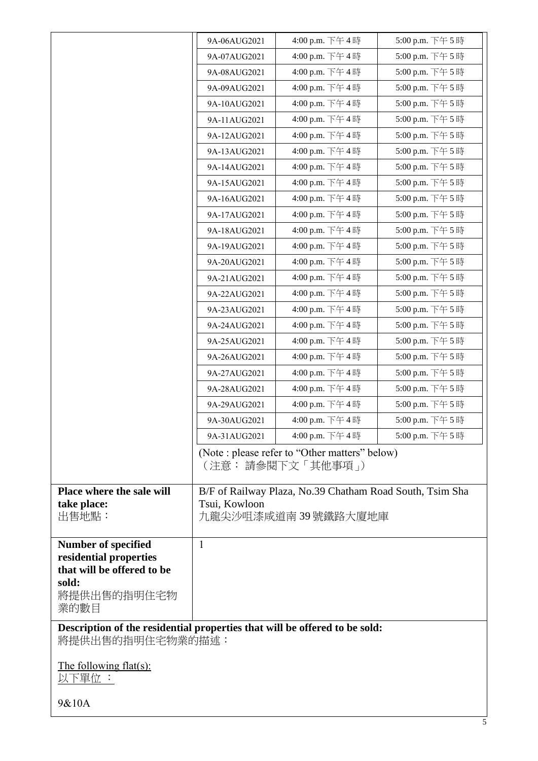| | | | |
|---|---|---|---|
| | 9A-06AUG2021 | 4:00 p.m. 下午 4 時 | 5:00 p.m. 下午 5 時 |
| | 9A-07AUG2021 | 4:00 p.m. 下午 4 時 | 5:00 p.m. 下午 5 時 |
| | 9A-08AUG2021 | 4:00 p.m. 下午 4 時 | 5:00 p.m. 下午 5 時 |
| | 9A-09AUG2021 | 4:00 p.m. 下午 4 時 | 5:00 p.m. 下午 5 時 |
| | 9A-10AUG2021 | 4:00 p.m. 下午 4 時 | 5:00 p.m. 下午 5 時 |
| | 9A-11AUG2021 | 4:00 p.m. 下午 4 時 | 5:00 p.m. 下午 5 時 |
| | 9A-12AUG2021 | 4:00 p.m. 下午 4 時 | 5:00 p.m. 下午 5 時 |
| | 9A-13AUG2021 | 4:00 p.m. 下午 4 時 | 5:00 p.m. 下午 5 時 |
| | 9A-14AUG2021 | 4:00 p.m. 下午 4 時 | 5:00 p.m. 下午 5 時 |
| | 9A-15AUG2021 | 4:00 p.m. 下午 4 時 | 5:00 p.m. 下午 5 時 |
| | 9A-16AUG2021 | 4:00 p.m. 下午 4 時 | 5:00 p.m. 下午 5 時 |
| | 9A-17AUG2021 | 4:00 p.m. 下午 4 時 | 5:00 p.m. 下午 5 時 |
| | 9A-18AUG2021 | 4:00 p.m. 下午 4 時 | 5:00 p.m. 下午 5 時 |
| | 9A-19AUG2021 | 4:00 p.m. 下午 4 時 | 5:00 p.m. 下午 5 時 |
| | 9A-20AUG2021 | 4:00 p.m. 下午 4 時 | 5:00 p.m. 下午 5 時 |
| | 9A-21AUG2021 | 4:00 p.m. 下午 4 時 | 5:00 p.m. 下午 5 時 |
| | 9A-22AUG2021 | 4:00 p.m. 下午 4 時 | 5:00 p.m. 下午 5 時 |
| | 9A-23AUG2021 | 4:00 p.m. 下午 4 時 | 5:00 p.m. 下午 5 時 |
| | 9A-24AUG2021 | 4:00 p.m. 下午 4 時 | 5:00 p.m. 下午 5 時 |
| | 9A-25AUG2021 | 4:00 p.m. 下午 4 時 | 5:00 p.m. 下午 5 時 |
| | 9A-26AUG2021 | 4:00 p.m. 下午 4 時 | 5:00 p.m. 下午 5 時 |
| | 9A-27AUG2021 | 4:00 p.m. 下午 4 時 | 5:00 p.m. 下午 5 時 |
| | 9A-28AUG2021 | 4:00 p.m. 下午 4 時 | 5:00 p.m. 下午 5 時 |
| | 9A-29AUG2021 | 4:00 p.m. 下午 4 時 | 5:00 p.m. 下午 5 時 |
| | 9A-30AUG2021 | 4:00 p.m. 下午 4 時 | 5:00 p.m. 下午 5 時 |
| | 9A-31AUG2021 | 4:00 p.m. 下午 4 時 | 5:00 p.m. 下午 5 時 |
| | (Note : please refer to "Other matters" below)<br>（注意： 請參閱下文「其他事項」） | | |
| **Place where the sale will take place:**<br>出售地點： | B/F of Railway Plaza, No.39 Chatham Road South, Tsim Sha Tsui, Kowloon<br>九龍尖沙咀漆咸道南 39 號鐵路大廈地庫 | | |
| **Number of specified residential properties that will be offered to be sold:**<br>將提供出售的指明住宅物業的數目 | 1 | | |

**Description of the residential properties that will be offered to be sold:**
將提供出售的指明住宅物業的描述：

<u>The following flat(s):</u>
<u>以下單位 ：</u>

9&10A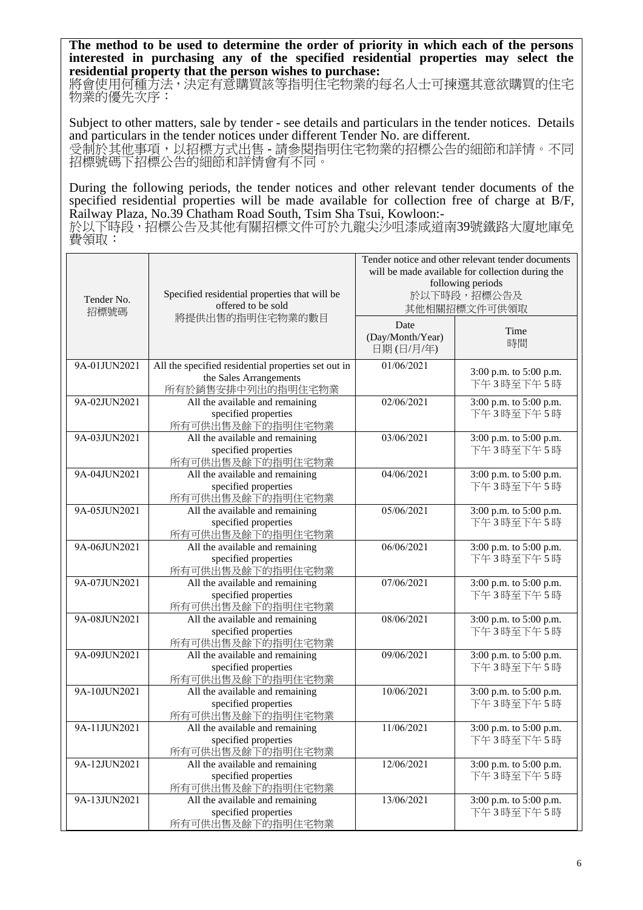**The method to be used to determine the order of priority in which each of the persons interested in purchasing any of the specified residential properties may select the residential property that the person wishes to purchase:**
將會使用何種方法，決定有意購買該等指明住宅物業的每名人士可揀選其意欲購買的住宅物業的優先次序：

Subject to other matters, sale by tender - see details and particulars in the tender notices. Details and particulars in the tender notices under different Tender No. are different.
受制於其他事項，以招標方式出售 - 請參閱指明住宅物業的招標公告的細節和詳情。不同招標號碼下招標公告的細節和詳情會有不同。

During the following periods, the tender notices and other relevant tender documents of the specified residential properties will be made available for collection free of charge at B/F, Railway Plaza, No.39 Chatham Road South, Tsim Sha Tsui, Kowloon:-
於以下時段，招標公告及其他有關招標文件可於九龍尖沙咀漆咸道南39號鐵路大廈地庫免費領取：

| Tender No. 招標號碼 | Specified residential properties that will be offered to be sold 將提供出售的指明住宅物業的數目 | Tender notice and other relevant tender documents will be made available for collection during the following periods 於以下時段，招標公告及其他相關招標文件可供領取 | |
|---|---|---|---|
| | | Date (Day/Month/Year) 日期 (日/月/年) | Time 時間 |
| 9A-01JUN2021 | All the specified residential properties set out in the Sales Arrangements 所有於銷售安排中列出的指明住宅物業 | 01/06/2021 | 3:00 p.m. to 5:00 p.m. 下午3時至下午5時 |
| 9A-02JUN2021 | All the available and remaining specified properties 所有可供出售及餘下的指明住宅物業 | 02/06/2021 | 3:00 p.m. to 5:00 p.m. 下午3時至下午5時 |
| 9A-03JUN2021 | All the available and remaining specified properties 所有可供出售及餘下的指明住宅物業 | 03/06/2021 | 3:00 p.m. to 5:00 p.m. 下午3時至下午5時 |
| 9A-04JUN2021 | All the available and remaining specified properties 所有可供出售及餘下的指明住宅物業 | 04/06/2021 | 3:00 p.m. to 5:00 p.m. 下午3時至下午5時 |
| 9A-05JUN2021 | All the available and remaining specified properties 所有可供出售及餘下的指明住宅物業 | 05/06/2021 | 3:00 p.m. to 5:00 p.m. 下午3時至下午5時 |
| 9A-06JUN2021 | All the available and remaining specified properties 所有可供出售及餘下的指明住宅物業 | 06/06/2021 | 3:00 p.m. to 5:00 p.m. 下午3時至下午5時 |
| 9A-07JUN2021 | All the available and remaining specified properties 所有可供出售及餘下的指明住宅物業 | 07/06/2021 | 3:00 p.m. to 5:00 p.m. 下午3時至下午5時 |
| 9A-08JUN2021 | All the available and remaining specified properties 所有可供出售及餘下的指明住宅物業 | 08/06/2021 | 3:00 p.m. to 5:00 p.m. 下午3時至下午5時 |
| 9A-09JUN2021 | All the available and remaining specified properties 所有可供出售及餘下的指明住宅物業 | 09/06/2021 | 3:00 p.m. to 5:00 p.m. 下午3時至下午5時 |
| 9A-10JUN2021 | All the available and remaining specified properties 所有可供出售及餘下的指明住宅物業 | 10/06/2021 | 3:00 p.m. to 5:00 p.m. 下午3時至下午5時 |
| 9A-11JUN2021 | All the available and remaining specified properties 所有可供出售及餘下的指明住宅物業 | 11/06/2021 | 3:00 p.m. to 5:00 p.m. 下午3時至下午5時 |
| 9A-12JUN2021 | All the available and remaining specified properties 所有可供出售及餘下的指明住宅物業 | 12/06/2021 | 3:00 p.m. to 5:00 p.m. 下午3時至下午5時 |
| 9A-13JUN2021 | All the available and remaining specified properties 所有可供出售及餘下的指明住宅物業 | 13/06/2021 | 3:00 p.m. to 5:00 p.m. 下午3時至下午5時 |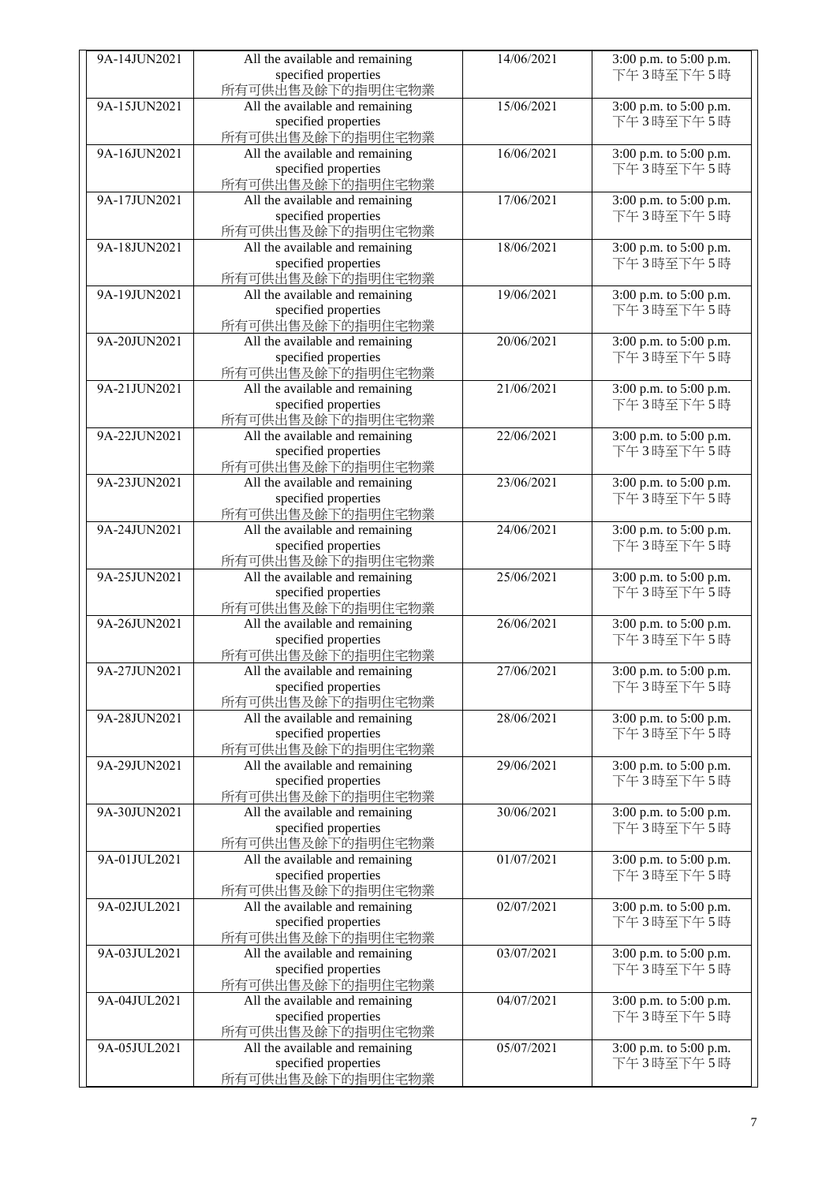| | | | |
|---|---|---|---|
| 9A-14JUN2021 | All the available and remaining specified properties 所有可供出售及餘下的指明住宅物業 | 14/06/2021 | 3:00 p.m. to 5:00 p.m. 下午3時至下午5時 |
| 9A-15JUN2021 | All the available and remaining specified properties 所有可供出售及餘下的指明住宅物業 | 15/06/2021 | 3:00 p.m. to 5:00 p.m. 下午3時至下午5時 |
| 9A-16JUN2021 | All the available and remaining specified properties 所有可供出售及餘下的指明住宅物業 | 16/06/2021 | 3:00 p.m. to 5:00 p.m. 下午3時至下午5時 |
| 9A-17JUN2021 | All the available and remaining specified properties 所有可供出售及餘下的指明住宅物業 | 17/06/2021 | 3:00 p.m. to 5:00 p.m. 下午3時至下午5時 |
| 9A-18JUN2021 | All the available and remaining specified properties 所有可供出售及餘下的指明住宅物業 | 18/06/2021 | 3:00 p.m. to 5:00 p.m. 下午3時至下午5時 |
| 9A-19JUN2021 | All the available and remaining specified properties 所有可供出售及餘下的指明住宅物業 | 19/06/2021 | 3:00 p.m. to 5:00 p.m. 下午3時至下午5時 |
| 9A-20JUN2021 | All the available and remaining specified properties 所有可供出售及餘下的指明住宅物業 | 20/06/2021 | 3:00 p.m. to 5:00 p.m. 下午3時至下午5時 |
| 9A-21JUN2021 | All the available and remaining specified properties 所有可供出售及餘下的指明住宅物業 | 21/06/2021 | 3:00 p.m. to 5:00 p.m. 下午3時至下午5時 |
| 9A-22JUN2021 | All the available and remaining specified properties 所有可供出售及餘下的指明住宅物業 | 22/06/2021 | 3:00 p.m. to 5:00 p.m. 下午3時至下午5時 |
| 9A-23JUN2021 | All the available and remaining specified properties 所有可供出售及餘下的指明住宅物業 | 23/06/2021 | 3:00 p.m. to 5:00 p.m. 下午3時至下午5時 |
| 9A-24JUN2021 | All the available and remaining specified properties 所有可供出售及餘下的指明住宅物業 | 24/06/2021 | 3:00 p.m. to 5:00 p.m. 下午3時至下午5時 |
| 9A-25JUN2021 | All the available and remaining specified properties 所有可供出售及餘下的指明住宅物業 | 25/06/2021 | 3:00 p.m. to 5:00 p.m. 下午3時至下午5時 |
| 9A-26JUN2021 | All the available and remaining specified properties 所有可供出售及餘下的指明住宅物業 | 26/06/2021 | 3:00 p.m. to 5:00 p.m. 下午3時至下午5時 |
| 9A-27JUN2021 | All the available and remaining specified properties 所有可供出售及餘下的指明住宅物業 | 27/06/2021 | 3:00 p.m. to 5:00 p.m. 下午3時至下午5時 |
| 9A-28JUN2021 | All the available and remaining specified properties 所有可供出售及餘下的指明住宅物業 | 28/06/2021 | 3:00 p.m. to 5:00 p.m. 下午3時至下午5時 |
| 9A-29JUN2021 | All the available and remaining specified properties 所有可供出售及餘下的指明住宅物業 | 29/06/2021 | 3:00 p.m. to 5:00 p.m. 下午3時至下午5時 |
| 9A-30JUN2021 | All the available and remaining specified properties 所有可供出售及餘下的指明住宅物業 | 30/06/2021 | 3:00 p.m. to 5:00 p.m. 下午3時至下午5時 |
| 9A-01JUL2021 | All the available and remaining specified properties 所有可供出售及餘下的指明住宅物業 | 01/07/2021 | 3:00 p.m. to 5:00 p.m. 下午3時至下午5時 |
| 9A-02JUL2021 | All the available and remaining specified properties 所有可供出售及餘下的指明住宅物業 | 02/07/2021 | 3:00 p.m. to 5:00 p.m. 下午3時至下午5時 |
| 9A-03JUL2021 | All the available and remaining specified properties 所有可供出售及餘下的指明住宅物業 | 03/07/2021 | 3:00 p.m. to 5:00 p.m. 下午3時至下午5時 |
| 9A-04JUL2021 | All the available and remaining specified properties 所有可供出售及餘下的指明住宅物業 | 04/07/2021 | 3:00 p.m. to 5:00 p.m. 下午3時至下午5時 |
| 9A-05JUL2021 | All the available and remaining specified properties 所有可供出售及餘下的指明住宅物業 | 05/07/2021 | 3:00 p.m. to 5:00 p.m. 下午3時至下午5時 |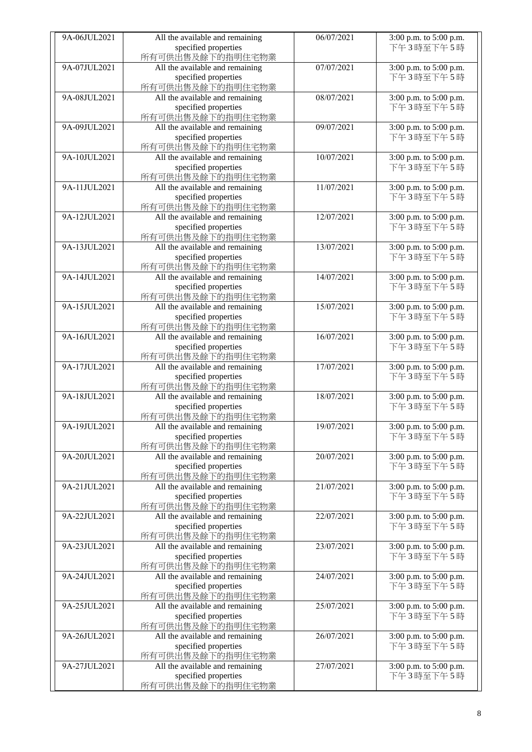| 9A-06JUL2021 | All the available and remaining specified properties 所有可供出售及餘下的指明住宅物業 | 06/07/2021 | 3:00 p.m. to 5:00 p.m. 下午 3 時至下午 5 時 |
|---|---|---|---|
| 9A-07JUL2021 | All the available and remaining specified properties 所有可供出售及餘下的指明住宅物業 | 07/07/2021 | 3:00 p.m. to 5:00 p.m. 下午 3 時至下午 5 時 |
| 9A-08JUL2021 | All the available and remaining specified properties 所有可供出售及餘下的指明住宅物業 | 08/07/2021 | 3:00 p.m. to 5:00 p.m. 下午 3 時至下午 5 時 |
| 9A-09JUL2021 | All the available and remaining specified properties 所有可供出售及餘下的指明住宅物業 | 09/07/2021 | 3:00 p.m. to 5:00 p.m. 下午 3 時至下午 5 時 |
| 9A-10JUL2021 | All the available and remaining specified properties 所有可供出售及餘下的指明住宅物業 | 10/07/2021 | 3:00 p.m. to 5:00 p.m. 下午 3 時至下午 5 時 |
| 9A-11JUL2021 | All the available and remaining specified properties 所有可供出售及餘下的指明住宅物業 | 11/07/2021 | 3:00 p.m. to 5:00 p.m. 下午 3 時至下午 5 時 |
| 9A-12JUL2021 | All the available and remaining specified properties 所有可供出售及餘下的指明住宅物業 | 12/07/2021 | 3:00 p.m. to 5:00 p.m. 下午 3 時至下午 5 時 |
| 9A-13JUL2021 | All the available and remaining specified properties 所有可供出售及餘下的指明住宅物業 | 13/07/2021 | 3:00 p.m. to 5:00 p.m. 下午 3 時至下午 5 時 |
| 9A-14JUL2021 | All the available and remaining specified properties 所有可供出售及餘下的指明住宅物業 | 14/07/2021 | 3:00 p.m. to 5:00 p.m. 下午 3 時至下午 5 時 |
| 9A-15JUL2021 | All the available and remaining specified properties 所有可供出售及餘下的指明住宅物業 | 15/07/2021 | 3:00 p.m. to 5:00 p.m. 下午 3 時至下午 5 時 |
| 9A-16JUL2021 | All the available and remaining specified properties 所有可供出售及餘下的指明住宅物業 | 16/07/2021 | 3:00 p.m. to 5:00 p.m. 下午 3 時至下午 5 時 |
| 9A-17JUL2021 | All the available and remaining specified properties 所有可供出售及餘下的指明住宅物業 | 17/07/2021 | 3:00 p.m. to 5:00 p.m. 下午 3 時至下午 5 時 |
| 9A-18JUL2021 | All the available and remaining specified properties 所有可供出售及餘下的指明住宅物業 | 18/07/2021 | 3:00 p.m. to 5:00 p.m. 下午 3 時至下午 5 時 |
| 9A-19JUL2021 | All the available and remaining specified properties 所有可供出售及餘下的指明住宅物業 | 19/07/2021 | 3:00 p.m. to 5:00 p.m. 下午 3 時至下午 5 時 |
| 9A-20JUL2021 | All the available and remaining specified properties 所有可供出售及餘下的指明住宅物業 | 20/07/2021 | 3:00 p.m. to 5:00 p.m. 下午 3 時至下午 5 時 |
| 9A-21JUL2021 | All the available and remaining specified properties 所有可供出售及餘下的指明住宅物業 | 21/07/2021 | 3:00 p.m. to 5:00 p.m. 下午 3 時至下午 5 時 |
| 9A-22JUL2021 | All the available and remaining specified properties 所有可供出售及餘下的指明住宅物業 | 22/07/2021 | 3:00 p.m. to 5:00 p.m. 下午 3 時至下午 5 時 |
| 9A-23JUL2021 | All the available and remaining specified properties 所有可供出售及餘下的指明住宅物業 | 23/07/2021 | 3:00 p.m. to 5:00 p.m. 下午 3 時至下午 5 時 |
| 9A-24JUL2021 | All the available and remaining specified properties 所有可供出售及餘下的指明住宅物業 | 24/07/2021 | 3:00 p.m. to 5:00 p.m. 下午 3 時至下午 5 時 |
| 9A-25JUL2021 | All the available and remaining specified properties 所有可供出售及餘下的指明住宅物業 | 25/07/2021 | 3:00 p.m. to 5:00 p.m. 下午 3 時至下午 5 時 |
| 9A-26JUL2021 | All the available and remaining specified properties 所有可供出售及餘下的指明住宅物業 | 26/07/2021 | 3:00 p.m. to 5:00 p.m. 下午 3 時至下午 5 時 |
| 9A-27JUL2021 | All the available and remaining specified properties 所有可供出售及餘下的指明住宅物業 | 27/07/2021 | 3:00 p.m. to 5:00 p.m. 下午 3 時至下午 5 時 |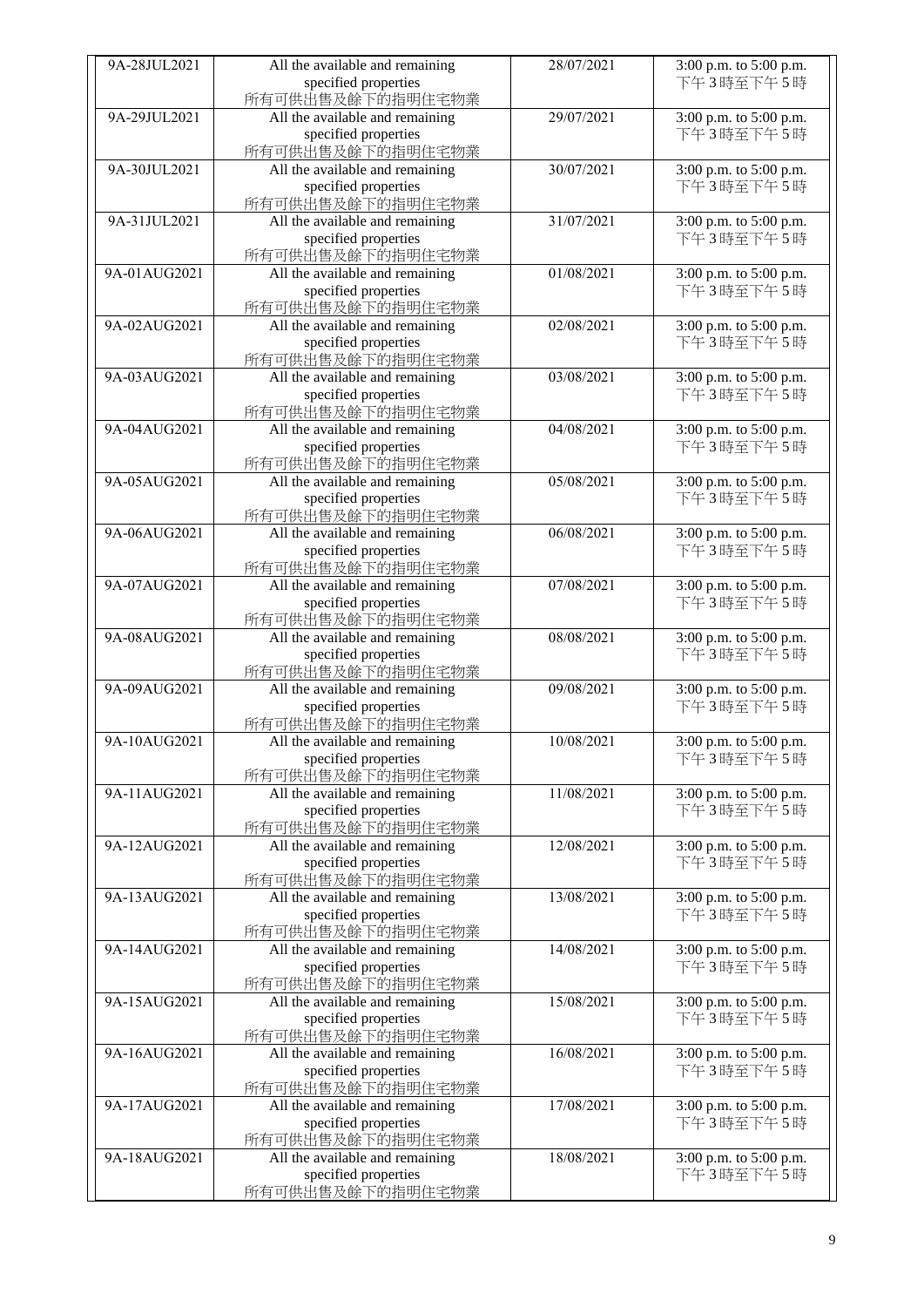| 9A-28JUL2021 | All the available and remaining specified properties 所有可供出售及餘下的指明住宅物業 | 28/07/2021 | 3:00 p.m. to 5:00 p.m. 下午 3 時至下午 5 時 |
|---|---|---|---|
| 9A-29JUL2021 | All the available and remaining specified properties 所有可供出售及餘下的指明住宅物業 | 29/07/2021 | 3:00 p.m. to 5:00 p.m. 下午 3 時至下午 5 時 |
| 9A-30JUL2021 | All the available and remaining specified properties 所有可供出售及餘下的指明住宅物業 | 30/07/2021 | 3:00 p.m. to 5:00 p.m. 下午 3 時至下午 5 時 |
| 9A-31JUL2021 | All the available and remaining specified properties 所有可供出售及餘下的指明住宅物業 | 31/07/2021 | 3:00 p.m. to 5:00 p.m. 下午 3 時至下午 5 時 |
| 9A-01AUG2021 | All the available and remaining specified properties 所有可供出售及餘下的指明住宅物業 | 01/08/2021 | 3:00 p.m. to 5:00 p.m. 下午 3 時至下午 5 時 |
| 9A-02AUG2021 | All the available and remaining specified properties 所有可供出售及餘下的指明住宅物業 | 02/08/2021 | 3:00 p.m. to 5:00 p.m. 下午 3 時至下午 5 時 |
| 9A-03AUG2021 | All the available and remaining specified properties 所有可供出售及餘下的指明住宅物業 | 03/08/2021 | 3:00 p.m. to 5:00 p.m. 下午 3 時至下午 5 時 |
| 9A-04AUG2021 | All the available and remaining specified properties 所有可供出售及餘下的指明住宅物業 | 04/08/2021 | 3:00 p.m. to 5:00 p.m. 下午 3 時至下午 5 時 |
| 9A-05AUG2021 | All the available and remaining specified properties 所有可供出售及餘下的指明住宅物業 | 05/08/2021 | 3:00 p.m. to 5:00 p.m. 下午 3 時至下午 5 時 |
| 9A-06AUG2021 | All the available and remaining specified properties 所有可供出售及餘下的指明住宅物業 | 06/08/2021 | 3:00 p.m. to 5:00 p.m. 下午 3 時至下午 5 時 |
| 9A-07AUG2021 | All the available and remaining specified properties 所有可供出售及餘下的指明住宅物業 | 07/08/2021 | 3:00 p.m. to 5:00 p.m. 下午 3 時至下午 5 時 |
| 9A-08AUG2021 | All the available and remaining specified properties 所有可供出售及餘下的指明住宅物業 | 08/08/2021 | 3:00 p.m. to 5:00 p.m. 下午 3 時至下午 5 時 |
| 9A-09AUG2021 | All the available and remaining specified properties 所有可供出售及餘下的指明住宅物業 | 09/08/2021 | 3:00 p.m. to 5:00 p.m. 下午 3 時至下午 5 時 |
| 9A-10AUG2021 | All the available and remaining specified properties 所有可供出售及餘下的指明住宅物業 | 10/08/2021 | 3:00 p.m. to 5:00 p.m. 下午 3 時至下午 5 時 |
| 9A-11AUG2021 | All the available and remaining specified properties 所有可供出售及餘下的指明住宅物業 | 11/08/2021 | 3:00 p.m. to 5:00 p.m. 下午 3 時至下午 5 時 |
| 9A-12AUG2021 | All the available and remaining specified properties 所有可供出售及餘下的指明住宅物業 | 12/08/2021 | 3:00 p.m. to 5:00 p.m. 下午 3 時至下午 5 時 |
| 9A-13AUG2021 | All the available and remaining specified properties 所有可供出售及餘下的指明住宅物業 | 13/08/2021 | 3:00 p.m. to 5:00 p.m. 下午 3 時至下午 5 時 |
| 9A-14AUG2021 | All the available and remaining specified properties 所有可供出售及餘下的指明住宅物業 | 14/08/2021 | 3:00 p.m. to 5:00 p.m. 下午 3 時至下午 5 時 |
| 9A-15AUG2021 | All the available and remaining specified properties 所有可供出售及餘下的指明住宅物業 | 15/08/2021 | 3:00 p.m. to 5:00 p.m. 下午 3 時至下午 5 時 |
| 9A-16AUG2021 | All the available and remaining specified properties 所有可供出售及餘下的指明住宅物業 | 16/08/2021 | 3:00 p.m. to 5:00 p.m. 下午 3 時至下午 5 時 |
| 9A-17AUG2021 | All the available and remaining specified properties 所有可供出售及餘下的指明住宅物業 | 17/08/2021 | 3:00 p.m. to 5:00 p.m. 下午 3 時至下午 5 時 |
| 9A-18AUG2021 | All the available and remaining specified properties 所有可供出售及餘下的指明住宅物業 | 18/08/2021 | 3:00 p.m. to 5:00 p.m. 下午 3 時至下午 5 時 |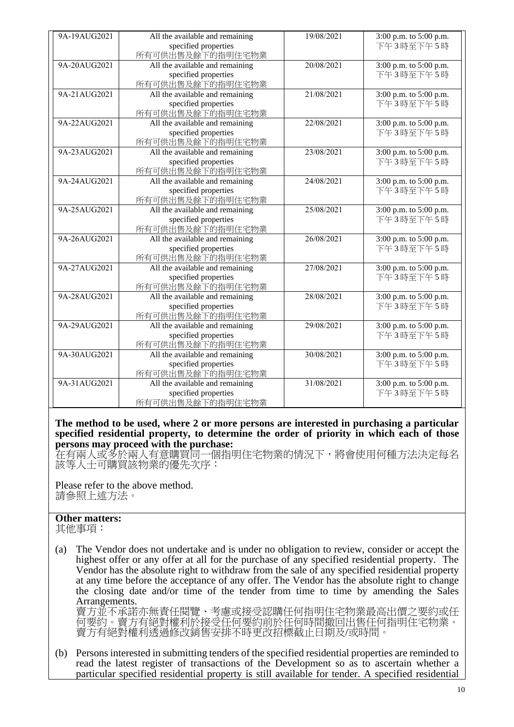| | | | |
|---|---|---|---|
| 9A-19AUG2021 | All the available and remaining specified properties 所有可供出售及餘下的指明住宅物業 | 19/08/2021 | 3:00 p.m. to 5:00 p.m. 下午3時至下午5時 |
| 9A-20AUG2021 | All the available and remaining specified properties 所有可供出售及餘下的指明住宅物業 | 20/08/2021 | 3:00 p.m. to 5:00 p.m. 下午3時至下午5時 |
| 9A-21AUG2021 | All the available and remaining specified properties 所有可供出售及餘下的指明住宅物業 | 21/08/2021 | 3:00 p.m. to 5:00 p.m. 下午3時至下午5時 |
| 9A-22AUG2021 | All the available and remaining specified properties 所有可供出售及餘下的指明住宅物業 | 22/08/2021 | 3:00 p.m. to 5:00 p.m. 下午3時至下午5時 |
| 9A-23AUG2021 | All the available and remaining specified properties 所有可供出售及餘下的指明住宅物業 | 23/08/2021 | 3:00 p.m. to 5:00 p.m. 下午3時至下午5時 |
| 9A-24AUG2021 | All the available and remaining specified properties 所有可供出售及餘下的指明住宅物業 | 24/08/2021 | 3:00 p.m. to 5:00 p.m. 下午3時至下午5時 |
| 9A-25AUG2021 | All the available and remaining specified properties 所有可供出售及餘下的指明住宅物業 | 25/08/2021 | 3:00 p.m. to 5:00 p.m. 下午3時至下午5時 |
| 9A-26AUG2021 | All the available and remaining specified properties 所有可供出售及餘下的指明住宅物業 | 26/08/2021 | 3:00 p.m. to 5:00 p.m. 下午3時至下午5時 |
| 9A-27AUG2021 | All the available and remaining specified properties 所有可供出售及餘下的指明住宅物業 | 27/08/2021 | 3:00 p.m. to 5:00 p.m. 下午3時至下午5時 |
| 9A-28AUG2021 | All the available and remaining specified properties 所有可供出售及餘下的指明住宅物業 | 28/08/2021 | 3:00 p.m. to 5:00 p.m. 下午3時至下午5時 |
| 9A-29AUG2021 | All the available and remaining specified properties 所有可供出售及餘下的指明住宅物業 | 29/08/2021 | 3:00 p.m. to 5:00 p.m. 下午3時至下午5時 |
| 9A-30AUG2021 | All the available and remaining specified properties 所有可供出售及餘下的指明住宅物業 | 30/08/2021 | 3:00 p.m. to 5:00 p.m. 下午3時至下午5時 |
| 9A-31AUG2021 | All the available and remaining specified properties 所有可供出售及餘下的指明住宅物業 | 31/08/2021 | 3:00 p.m. to 5:00 p.m. 下午3時至下午5時 |

**The method to be used, where 2 or more persons are interested in purchasing a particular specified residential property, to determine the order of priority in which each of those persons may proceed with the purchase:**
在有兩人或多於兩人有意購買同一個指明住宅物業的情況下，將會使用何種方法決定每名該等人士可購買該物業的優先次序：

Please refer to the above method.
請參照上述方法。

**Other matters:**
其他事項：

(a) The Vendor does not undertake and is under no obligation to review, consider or accept the highest offer or any offer at all for the purchase of any specified residential property. The Vendor has the absolute right to withdraw from the sale of any specified residential property at any time before the acceptance of any offer. The Vendor has the absolute right to change the closing date and/or time of the tender from time to time by amending the Sales Arrangements.
賣方並不承諾亦無責任閱覽、考慮或接受認購任何指明住宅物業最高出價之要約或任何要約。賣方有絕對權利於接受任何要約前於任何時間撤回出售任何指明住宅物業。賣方有絕對權利透過修改銷售安排不時更改招標截止日期及/或時間。

(b) Persons interested in submitting tenders of the specified residential properties are reminded to read the latest register of transactions of the Development so as to ascertain whether a particular specified residential property is still available for tender. A specified residential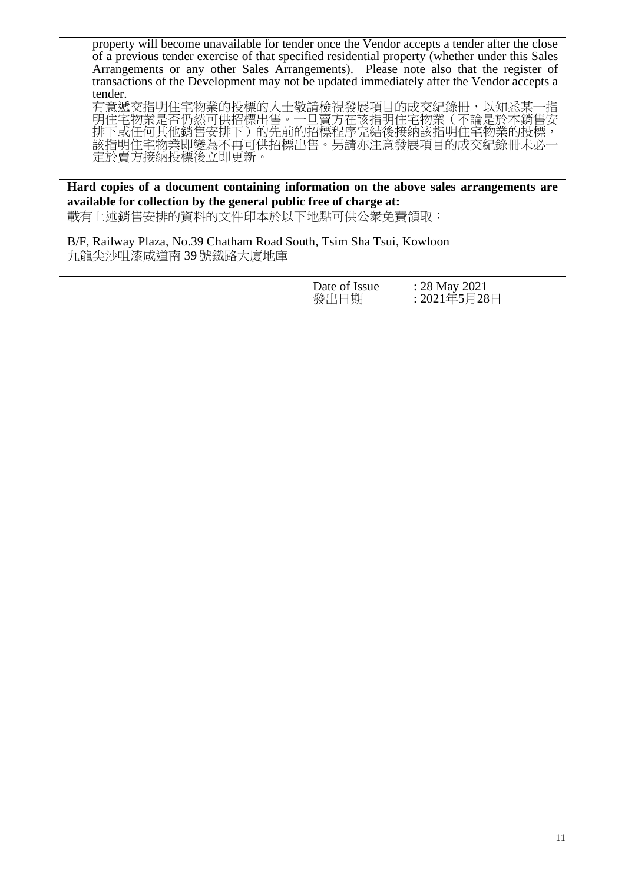property will become unavailable for tender once the Vendor accepts a tender after the close of a previous tender exercise of that specified residential property (whether under this Sales Arrangements or any other Sales Arrangements). Please note also that the register of transactions of the Development may not be updated immediately after the Vendor accepts a tender.

有意遞交指明住宅物業的投標的人士敬請檢視發展項目的成交紀錄冊，以知悉某一指明住宅物業是否仍然可供招標出售。一旦賣方在該指明住宅物業（不論是於本銷售安排下或任何其他銷售安排下）的先前的招標程序完結後接納該指明住宅物業的投標，該指明住宅物業即變為不再可供招標出售。另請亦注意發展項目的成交紀錄冊未必一定於賣方接納投標後立即更新。

**Hard copies of a document containing information on the above sales arrangements are available for collection by the general public free of charge at:**

載有上述銷售安排的資料的文件印本於以下地點可供公眾免費領取：

B/F, Railway Plaza, No.39 Chatham Road South, Tsim Sha Tsui, Kowloon

九龍尖沙咀漆咸道南 39 號鐵路大廈地庫

Date of Issue : 28 May 2021

發出日期 : 2021年5月28日